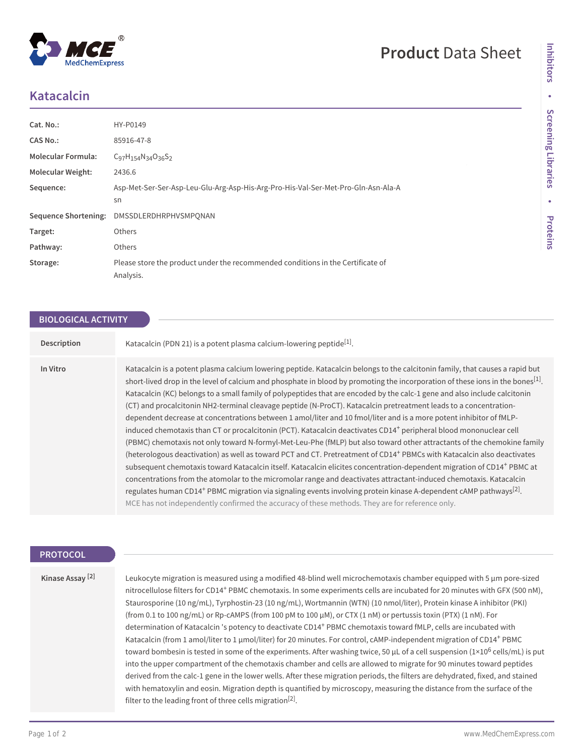# Katacalcin

| | |
|---|---|
| **Cat. No.:** | HY-P0149 |
| **CAS No.:** | 85916-47-8 |
| **Molecular Formula:** | $C_{97}H_{154}N_{34}O_{36}S_2$ |
| **Molecular Weight:** | 2436.6 |
| **Sequence:** | Asp-Met-Ser-Ser-Asp-Leu-Glu-Arg-Asp-His-Arg-Pro-His-Val-Ser-Met-Pro-Gln-Asn-Ala-Asn |
| **Sequence Shortening:** | DMSSDLERDHRPHVSMPQNAN |
| **Target:** | Others |
| **Pathway:** | Others |
| **Storage:** | Please store the product under the recommended conditions in the Certificate of Analysis. |

## BIOLOGICAL ACTIVITY

**Description**

Katacalcin (PDN 21) is a potent plasma calcium-lowering peptide[1].

**In Vitro**

Katacalcin is a potent plasma calcium lowering peptide. Katacalcin belongs to the calcitonin family, that causes a rapid but short-lived drop in the level of calcium and phosphate in blood by promoting the incorporation of these ions in the bones[1]. Katacalcin (KC) belongs to a small family of polypeptides that are encoded by the calc-1 gene and also include calcitonin (CT) and procalcitonin NH2-terminal cleavage peptide (N-ProCT). Katacalcin pretreatment leads to a concentration-dependent decrease at concentrations between 1 amol/liter and 10 fmol/liter and is a more potent inhibitor of fMLP-induced chemotaxis than CT or procalcitonin (PCT). Katacalcin deactivates $CD14^+$ peripheral blood mononuclear cell (PBMC) chemotaxis not only toward N-formyl-Met-Leu-Phe (fMLP) but also toward other attractants of the chemokine family (heterologous deactivation) as well as toward PCT and CT. Pretreatment of $CD14^+$ PBMCs with Katacalcin also deactivates subsequent chemotaxis toward Katacalcin itself. Katacalcin elicites concentration-dependent migration of $CD14^+$ PBMC at concentrations from the atomolar to the micromolar range and deactivates attractant-induced chemotaxis. Katacalcin regulates human $CD14^+$ PBMC migration via signaling events involving protein kinase A-dependent cAMP pathways[2].

MCE has not independently confirmed the accuracy of these methods. They are for reference only.

## PROTOCOL

**Kinase Assay [2]**

Leukocyte migration is measured using a modified 48-blind well microchemotaxis chamber equipped with 5 µm pore-sized nitrocellulose filters for $CD14^+$ PBMC chemotaxis. In some experiments cells are incubated for 20 minutes with GFX (500 nM), Staurosporine (10 ng/mL), Tyrphostin-23 (10 ng/mL), Wortmannin (WTN) (10 nmol/liter), Protein kinase A inhibitor (PKI) (from 0.1 to 100 ng/mL) or Rp-cAMPS (from 100 pM to 100 µM), or CTX (1 nM) or pertussis toxin (PTX) (1 nM). For determination of Katacalcin 's potency to deactivate $CD14^+$ PBMC chemotaxis toward fMLP, cells are incubated with Katacalcin (from 1 amol/liter to 1 µmol/liter) for 20 minutes. For control, cAMP-independent migration of $CD14^+$ PBMC toward bombesin is tested in some of the experiments. After washing twice, 50 µL of a cell suspension ($1\times10^6$ cells/mL) is put into the upper compartment of the chemotaxis chamber and cells are allowed to migrate for 90 minutes toward peptides derived from the calc-1 gene in the lower wells. After these migration periods, the filters are dehydrated, fixed, and stained with hematoxylin and eosin. Migration depth is quantified by microscopy, measuring the distance from the surface of the filter to the leading front of three cells migration[2].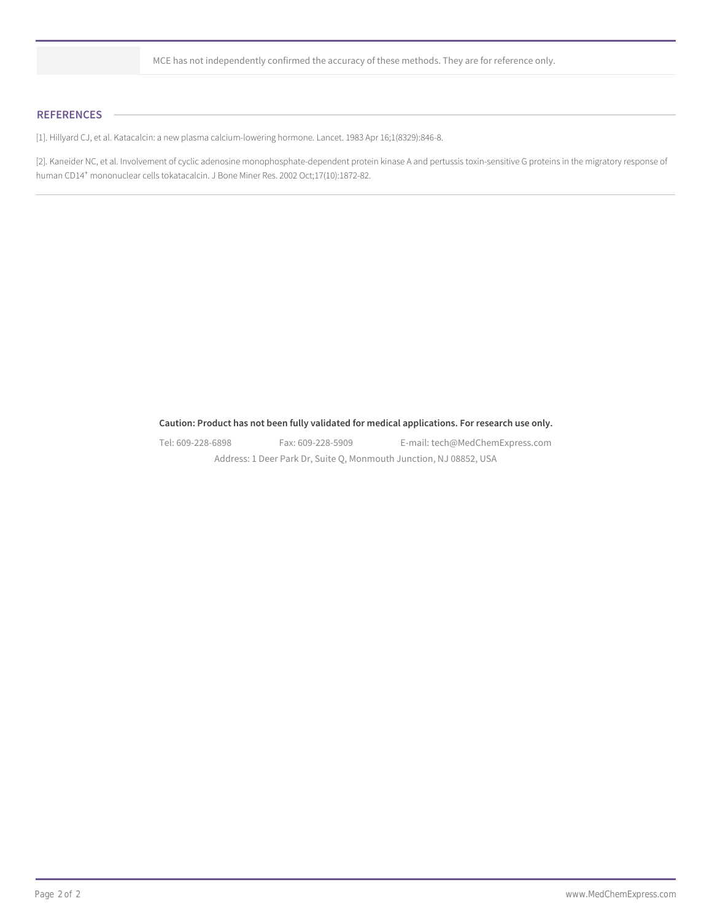MCE has not independently confirmed the accuracy of these methods. They are for reference only.

## REFERENCES

[1]. Hillyard CJ, et al. Katacalcin: a new plasma calcium-lowering hormone. Lancet. 1983 Apr 16;1(8329):846-8.

[2]. Kaneider NC, et al. Involvement of cyclic adenosine monophosphate-dependent protein kinase A and pertussis toxin-sensitive G proteins in the migratory response of human $CD14^+$ mononuclear cells tokatacalcin. J Bone Miner Res. 2002 Oct;17(10):1872-82.

**Caution: Product has not been fully validated for medical applications. For research use only.**

Tel: 609-228-6898 Fax: 609-228-5909 E-mail: tech@MedChemExpress.com

Address: 1 Deer Park Dr, Suite Q, Monmouth Junction, NJ 08852, USA